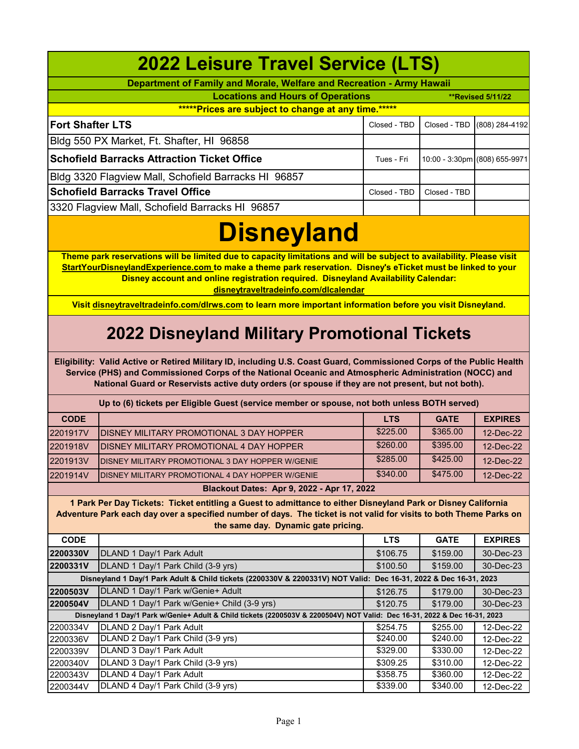# 2022 Leisure Travel Service (LTS)

**Department of Family and Morale, Welfare and Recreation - Army Hawaii**

**Locations and Hours of Operations** **Revised 5/11/22

*****Prices are subject to change at any time.*****

| | | | |
|---|---|---|---|
| **Fort Shafter LTS** | Closed - TBD | Closed - TBD | (808) 284-4192 |
| Bldg 550 PX Market, Ft. Shafter, HI 96858 | | | |
| **Schofield Barracks Attraction Ticket Office** | Tues - Fri | 10:00 - 3:30pm | (808) 655-9971 |
| Bldg 3320 Flagview Mall, Schofield Barracks HI 96857 | | | |
| **Schofield Barracks Travel Office** | Closed - TBD | Closed - TBD | |
| 3320 Flagview Mall, Schofield Barracks HI 96857 | | | |

# Disneyland

**Theme park reservations will be limited due to capacity limitations and will be subject to availability. Please visit StartYourDisneylandExperience.com to make a theme park reservation. Disney's eTicket must be linked to your Disney account and online registration required. Disneyland Availability Calendar: disneytraveltradeinfo.com/dlcalendar**

**Visit disneytraveltradeinfo.com/dlrws.com to learn more important information before you visit Disneyland.**

## 2022 Disneyland Military Promotional Tickets

**Eligibility: Valid Active or Retired Military ID, including U.S. Coast Guard, Commissioned Corps of the Public Health Service (PHS) and Commissioned Corps of the National Oceanic and Atmospheric Administration (NOCC) and National Guard or Reservists active duty orders (or spouse if they are not present, but not both).**

**Up to (6) tickets per Eligible Guest (service member or spouse, not both unless BOTH served)**

| CODE | | LTS | GATE | EXPIRES |
|---|---|---|---|---|
| 2201917V | DISNEY MILITARY PROMOTIONAL 3 DAY HOPPER | $225.00 | $365.00 | 12-Dec-22 |
| 2201918V | DISNEY MILITARY PROMOTIONAL 4 DAY HOPPER | $260.00 | $395.00 | 12-Dec-22 |
| 2201913V | DISNEY MILITARY PROMOTIONAL 3 DAY HOPPER W/GENIE | $285.00 | $425.00 | 12-Dec-22 |
| 2201914V | DISNEY MILITARY PROMOTIONAL 4 DAY HOPPER W/GENIE | $340.00 | $475.00 | 12-Dec-22 |

**Blackout Dates: Apr 9, 2022 - Apr 17, 2022**

**1 Park Per Day Tickets: Ticket entitling a Guest to admittance to either Disneyland Park or Disney California Adventure Park each day over a specified number of days. The ticket is not valid for visits to both Theme Parks on the same day. Dynamic gate pricing.**

| CODE | | LTS | GATE | EXPIRES |
|---|---|---|---|---|
| **2200330V** | DLAND 1 Day/1 Park Adult | $106.75 | $159.00 | 30-Dec-23 |
| **2200331V** | DLAND 1 Day/1 Park Child (3-9 yrs) | $100.50 | $159.00 | 30-Dec-23 |
| **Disneyland 1 Day/1 Park Adult & Child tickets (2200330V & 2200331V) NOT Valid: Dec 16-31, 2022 & Dec 16-31, 2023** | | | | |
| **2200503V** | DLAND 1 Day/1 Park w/Genie+ Adult | $126.75 | $179.00 | 30-Dec-23 |
| **2200504V** | DLAND 1 Day/1 Park w/Genie+ Child (3-9 yrs) | $120.75 | $179.00 | 30-Dec-23 |
| **Disneyland 1 Day/1 Park w/Genie+ Adult & Child tickets (2200503V & 2200504V) NOT Valid: Dec 16-31, 2022 & Dec 16-31, 2023** | | | | |
| 2200334V | DLAND 2 Day/1 Park Adult | $254.75 | $255.00 | 12-Dec-22 |
| 2200336V | DLAND 2 Day/1 Park Child (3-9 yrs) | $240.00 | $240.00 | 12-Dec-22 |
| 2200339V | DLAND 3 Day/1 Park Adult | $329.00 | $330.00 | 12-Dec-22 |
| 2200340V | DLAND 3 Day/1 Park Child (3-9 yrs) | $309.25 | $310.00 | 12-Dec-22 |
| 2200343V | DLAND 4 Day/1 Park Adult | $358.75 | $360.00 | 12-Dec-22 |
| 2200344V | DLAND 4 Day/1 Park Child (3-9 yrs) | $339.00 | $340.00 | 12-Dec-22 |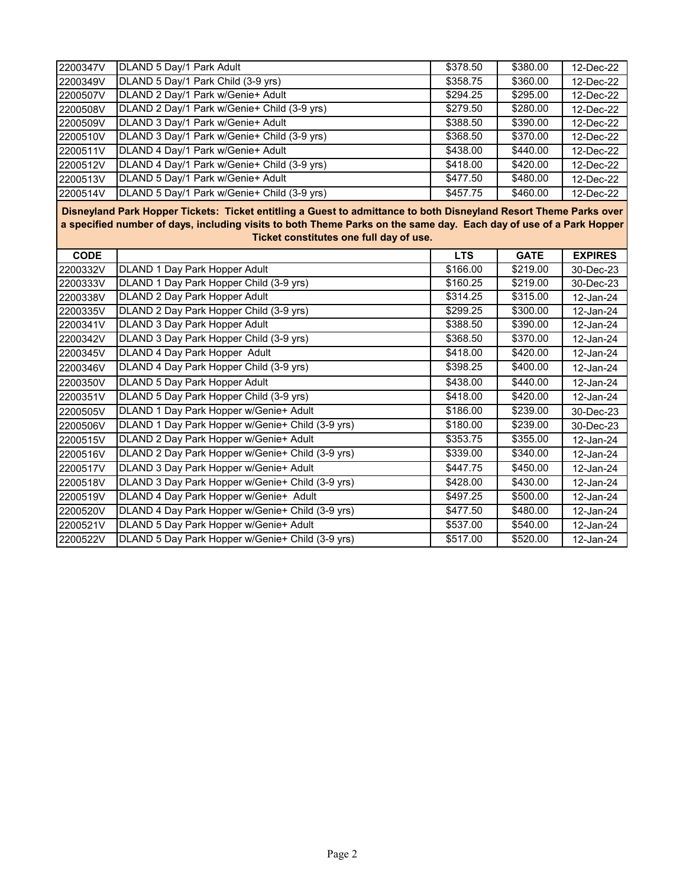| | | | | |
|---|---|---|---|---|
| 2200347V | DLAND 5 Day/1 Park Adult | $378.50 | $380.00 | 12-Dec-22 |
| 2200349V | DLAND 5 Day/1 Park Child (3-9 yrs) | $358.75 | $360.00 | 12-Dec-22 |
| 2200507V | DLAND 2 Day/1 Park w/Genie+ Adult | $294.25 | $295.00 | 12-Dec-22 |
| 2200508V | DLAND 2 Day/1 Park w/Genie+ Child (3-9 yrs) | $279.50 | $280.00 | 12-Dec-22 |
| 2200509V | DLAND 3 Day/1 Park w/Genie+ Adult | $388.50 | $390.00 | 12-Dec-22 |
| 2200510V | DLAND 3 Day/1 Park w/Genie+ Child (3-9 yrs) | $368.50 | $370.00 | 12-Dec-22 |
| 2200511V | DLAND 4 Day/1 Park w/Genie+ Adult | $438.00 | $440.00 | 12-Dec-22 |
| 2200512V | DLAND 4 Day/1 Park w/Genie+ Child (3-9 yrs) | $418.00 | $420.00 | 12-Dec-22 |
| 2200513V | DLAND 5 Day/1 Park w/Genie+ Adult | $477.50 | $480.00 | 12-Dec-22 |
| 2200514V | DLAND 5 Day/1 Park w/Genie+ Child (3-9 yrs) | $457.75 | $460.00 | 12-Dec-22 |

**Disneyland Park Hopper Tickets: Ticket entitling a Guest to admittance to both Disneyland Resort Theme Parks over a specified number of days, including visits to both Theme Parks on the same day. Each day of use of a Park Hopper Ticket constitutes one full day of use.**

| CODE | | LTS | GATE | EXPIRES |
|---|---|---|---|---|
| 2200332V | DLAND 1 Day Park Hopper Adult | $166.00 | $219.00 | 30-Dec-23 |
| 2200333V | DLAND 1 Day Park Hopper Child (3-9 yrs) | $160.25 | $219.00 | 30-Dec-23 |
| 2200338V | DLAND 2 Day Park Hopper Adult | $314.25 | $315.00 | 12-Jan-24 |
| 2200335V | DLAND 2 Day Park Hopper Child (3-9 yrs) | $299.25 | $300.00 | 12-Jan-24 |
| 2200341V | DLAND 3 Day Park Hopper Adult | $388.50 | $390.00 | 12-Jan-24 |
| 2200342V | DLAND 3 Day Park Hopper Child (3-9 yrs) | $368.50 | $370.00 | 12-Jan-24 |
| 2200345V | DLAND 4 Day Park Hopper Adult | $418.00 | $420.00 | 12-Jan-24 |
| 2200346V | DLAND 4 Day Park Hopper Child (3-9 yrs) | $398.25 | $400.00 | 12-Jan-24 |
| 2200350V | DLAND 5 Day Park Hopper Adult | $438.00 | $440.00 | 12-Jan-24 |
| 2200351V | DLAND 5 Day Park Hopper Child (3-9 yrs) | $418.00 | $420.00 | 12-Jan-24 |
| 2200505V | DLAND 1 Day Park Hopper w/Genie+ Adult | $186.00 | $239.00 | 30-Dec-23 |
| 2200506V | DLAND 1 Day Park Hopper w/Genie+ Child (3-9 yrs) | $180.00 | $239.00 | 30-Dec-23 |
| 2200515V | DLAND 2 Day Park Hopper w/Genie+ Adult | $353.75 | $355.00 | 12-Jan-24 |
| 2200516V | DLAND 2 Day Park Hopper w/Genie+ Child (3-9 yrs) | $339.00 | $340.00 | 12-Jan-24 |
| 2200517V | DLAND 3 Day Park Hopper w/Genie+ Adult | $447.75 | $450.00 | 12-Jan-24 |
| 2200518V | DLAND 3 Day Park Hopper w/Genie+ Child (3-9 yrs) | $428.00 | $430.00 | 12-Jan-24 |
| 2200519V | DLAND 4 Day Park Hopper w/Genie+ Adult | $497.25 | $500.00 | 12-Jan-24 |
| 2200520V | DLAND 4 Day Park Hopper w/Genie+ Child (3-9 yrs) | $477.50 | $480.00 | 12-Jan-24 |
| 2200521V | DLAND 5 Day Park Hopper w/Genie+ Adult | $537.00 | $540.00 | 12-Jan-24 |
| 2200522V | DLAND 5 Day Park Hopper w/Genie+ Child (3-9 yrs) | $517.00 | $520.00 | 12-Jan-24 |